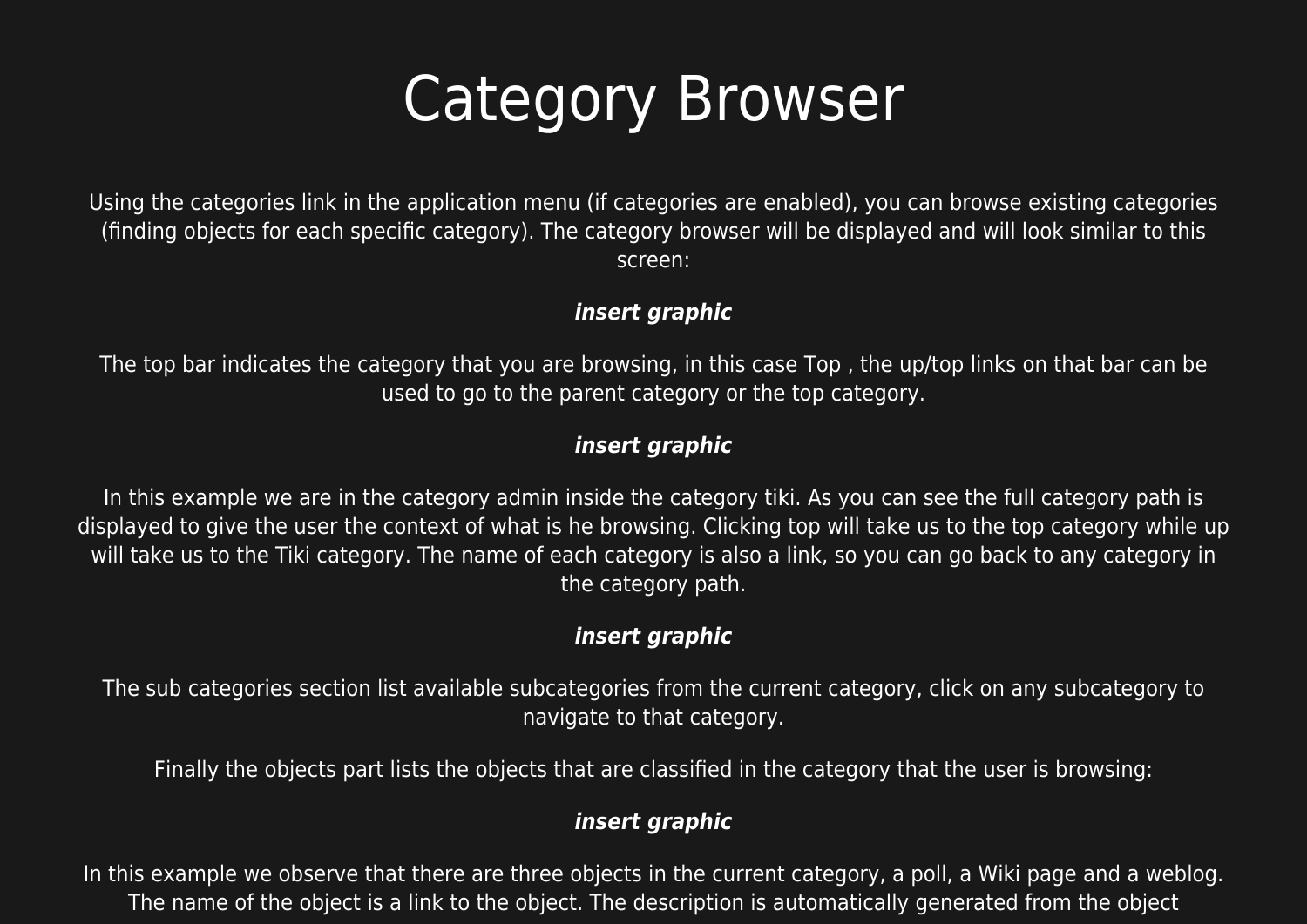# Category Browser

Using the categories link in the application menu (if categories are enabled), you can browse existing categories (finding objects for each specific category). The category browser will be displayed and will look similar to this screen:

***insert graphic***

The top bar indicates the category that you are browsing, in this case Top , the up/top links on that bar can be used to go to the parent category or the top category.

***insert graphic***

In this example we are in the category admin inside the category tiki. As you can see the full category path is displayed to give the user the context of what is he browsing. Clicking top will take us to the top category while up will take us to the Tiki category. The name of each category is also a link, so you can go back to any category in the category path.

***insert graphic***

The sub categories section list available subcategories from the current category, click on any subcategory to navigate to that category.

Finally the objects part lists the objects that are classified in the category that the user is browsing:

***insert graphic***

In this example we observe that there are three objects in the current category, a poll, a Wiki page and a weblog. The name of the object is a link to the object. The description is automatically generated from the object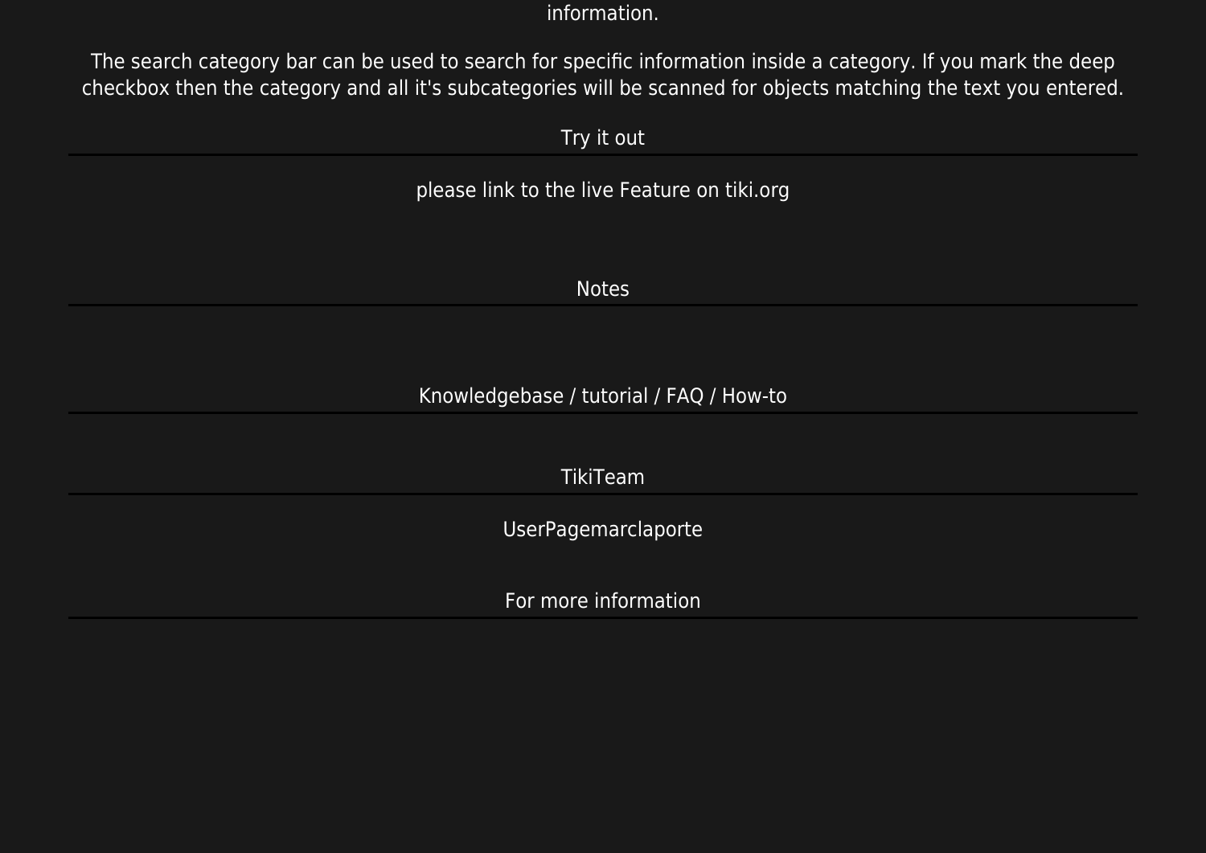information.

The search category bar can be used to search for specific information inside a category. If you mark the deep checkbox then the category and all it's subcategories will be scanned for objects matching the text you entered.

## Try it out

please link to the live Feature on tiki.org

## Notes

## Knowledgebase / tutorial / FAQ / How-to

## TikiTeam

UserPagemarclaporte

## For more information